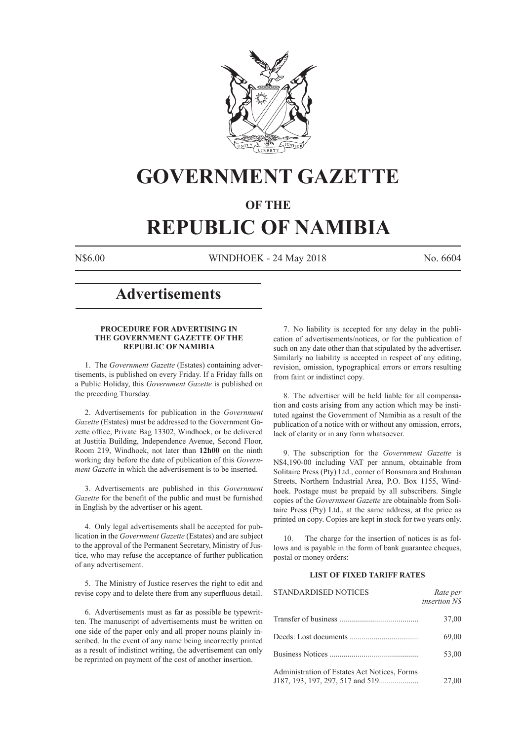# GOVERNMENT GAZETTE

## OF THE

# REPUBLIC OF NAMIBIA

N$6.00 WINDHOEK - 24 May 2018 No. 6604

## Advertisements

### PROCEDURE FOR ADVERTISING IN THE GOVERNMENT GAZETTE OF THE REPUBLIC OF NAMIBIA

1. The *Government Gazette* (Estates) containing advertisements, is published on every Friday. If a Friday falls on a Public Holiday, this *Government Gazette* is published on the preceding Thursday.

2. Advertisements for publication in the *Government Gazette* (Estates) must be addressed to the Government Gazette office, Private Bag 13302, Windhoek, or be delivered at Justitia Building, Independence Avenue, Second Floor, Room 219, Windhoek, not later than **12h00** on the ninth working day before the date of publication of this *Government Gazette* in which the advertisement is to be inserted.

3. Advertisements are published in this *Government Gazette* for the benefit of the public and must be furnished in English by the advertiser or his agent.

4. Only legal advertisements shall be accepted for publication in the *Government Gazette* (Estates) and are subject to the approval of the Permanent Secretary, Ministry of Justice, who may refuse the acceptance of further publication of any advertisement.

5. The Ministry of Justice reserves the right to edit and revise copy and to delete there from any superfluous detail.

6. Advertisements must as far as possible be typewritten. The manuscript of advertisements must be written on one side of the paper only and all proper nouns plainly inscribed. In the event of any name being incorrectly printed as a result of indistinct writing, the advertisement can only be reprinted on payment of the cost of another insertion.

7. No liability is accepted for any delay in the publication of advertisements/notices, or for the publication of such on any date other than that stipulated by the advertiser. Similarly no liability is accepted in respect of any editing, revision, omission, typographical errors or errors resulting from faint or indistinct copy.

8. The advertiser will be held liable for all compensation and costs arising from any action which may be instituted against the Government of Namibia as a result of the publication of a notice with or without any omission, errors, lack of clarity or in any form whatsoever.

9. The subscription for the *Government Gazette* is N$4,190-00 including VAT per annum, obtainable from Solitaire Press (Pty) Ltd., corner of Bonsmara and Brahman Streets, Northern Industrial Area, P.O. Box 1155, Windhoek. Postage must be prepaid by all subscribers. Single copies of the *Government Gazette* are obtainable from Solitaire Press (Pty) Ltd., at the same address, at the price as printed on copy. Copies are kept in stock for two years only.

10. The charge for the insertion of notices is as follows and is payable in the form of bank guarantee cheques, postal or money orders:

### LIST OF FIXED TARIFF RATES

| STANDARDISED NOTICES | *Rate per insertion N$* |
|---|---|
| Transfer of business | 37,00 |
| Deeds: Lost documents | 69,00 |
| Business Notices | 53,00 |
| Administration of Estates Act Notices, Forms J187, 193, 197, 297, 517 and 519 | 27,00 |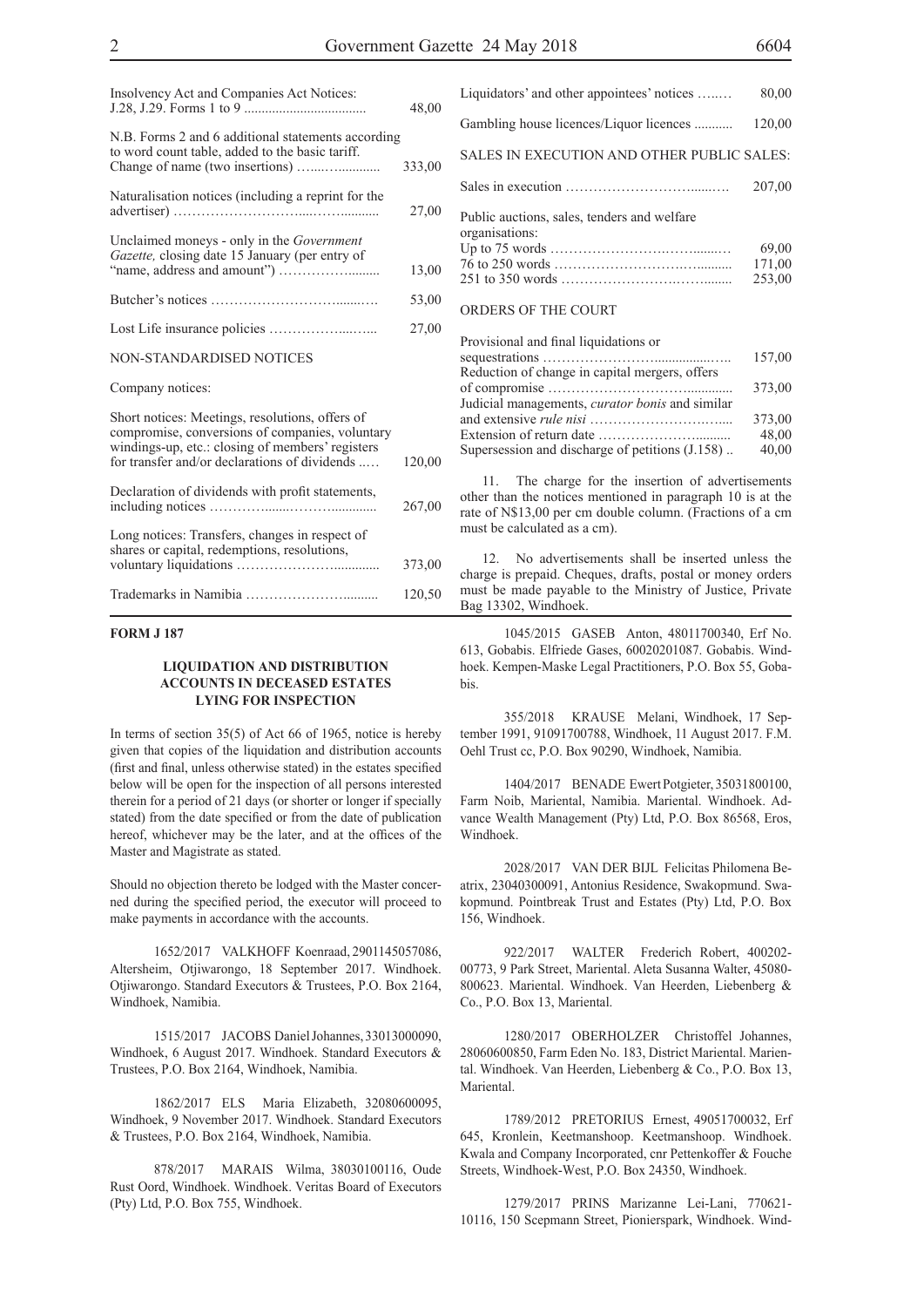| | |
|---|---|
| Insolvency Act and Companies Act Notices: J.28, J.29. Forms 1 to 9 | 48,00 |
| N.B. Forms 2 and 6 additional statements according to word count table, added to the basic tariff. | |
| Change of name (two insertions) | 333,00 |
| Naturalisation notices (including a reprint for the advertiser) | 27,00 |
| Unclaimed moneys - only in the *Government Gazette,* closing date 15 January (per entry of "name, address and amount") | 13,00 |
| Butcher's notices | 53,00 |
| Lost Life insurance policies | 27,00 |

NON-STANDARDISED NOTICES

Company notices:

| | |
|---|---|
| Short notices: Meetings, resolutions, offers of compromise, conversions of companies, voluntary windings-up, etc.: closing of members' registers for transfer and/or declarations of dividends | 120,00 |
| Declaration of dividends with profit statements, including notices | 267,00 |
| Long notices: Transfers, changes in respect of shares or capital, redemptions, resolutions, voluntary liquidations | 373,00 |
| Trademarks in Namibia | 120,50 |
| Liquidators' and other appointees' notices | 80,00 |
| Gambling house licences/Liquor licences | 120,00 |

SALES IN EXECUTION AND OTHER PUBLIC SALES:

| | |
|---|---|
| Sales in execution | 207,00 |
| Public auctions, sales, tenders and welfare organisations: | |
| Up to 75 words | 69,00 |
| 76 to 250 words | 171,00 |
| 251 to 350 words | 253,00 |

ORDERS OF THE COURT

| | |
|---|---|
| Provisional and final liquidations or sequestrations | 157,00 |
| Reduction of change in capital mergers, offers of compromise | 373,00 |
| Judicial managements, *curator bonis* and similar and extensive *rule nisi* | 373,00 |
| Extension of return date | 48,00 |
| Supersession and discharge of petitions (J.158) | 40,00 |

11. The charge for the insertion of advertisements other than the notices mentioned in paragraph 10 is at the rate of N$13,00 per cm double column. (Fractions of a cm must be calculated as a cm).

12. No advertisements shall be inserted unless the charge is prepaid. Cheques, drafts, postal or money orders must be made payable to the Ministry of Justice, Private Bag 13302, Windhoek.

**FORM J 187**

### LIQUIDATION AND DISTRIBUTION ACCOUNTS IN DECEASED ESTATES LYING FOR INSPECTION

In terms of section 35(5) of Act 66 of 1965, notice is hereby given that copies of the liquidation and distribution accounts (first and final, unless otherwise stated) in the estates specified below will be open for the inspection of all persons interested therein for a period of 21 days (or shorter or longer if specially stated) from the date specified or from the date of publication hereof, whichever may be the later, and at the offices of the Master and Magistrate as stated.

Should no objection thereto be lodged with the Master concerned during the specified period, the executor will proceed to make payments in accordance with the accounts.

1652/2017 VALKHOFF Koenraad, 2901145057086, Altersheim, Otjiwarongo, 18 September 2017. Windhoek. Otjiwarongo. Standard Executors & Trustees, P.O. Box 2164, Windhoek, Namibia.

1515/2017 JACOBS Daniel Johannes, 33013000090, Windhoek, 6 August 2017. Windhoek. Standard Executors & Trustees, P.O. Box 2164, Windhoek, Namibia.

1862/2017 ELS Maria Elizabeth, 32080600095, Windhoek, 9 November 2017. Windhoek. Standard Executors & Trustees, P.O. Box 2164, Windhoek, Namibia.

878/2017 MARAIS Wilma, 38030100116, Oude Rust Oord, Windhoek. Windhoek. Veritas Board of Executors (Pty) Ltd, P.O. Box 755, Windhoek.

1045/2015 GASEB Anton, 48011700340, Erf No. 613, Gobabis. Elfriede Gases, 60020201087. Gobabis. Windhoek. Kempen-Maske Legal Practitioners, P.O. Box 55, Gobabis.

355/2018 KRAUSE Melani, Windhoek, 17 September 1991, 91091700788, Windhoek, 11 August 2017. F.M. Oehl Trust cc, P.O. Box 90290, Windhoek, Namibia.

1404/2017 BENADE Ewert Potgieter, 35031800100, Farm Noib, Mariental, Namibia. Mariental. Windhoek. Advance Wealth Management (Pty) Ltd, P.O. Box 86568, Eros, Windhoek.

2028/2017 VAN DER BIJL Felicitas Philomena Beatrix, 23040300091, Antonius Residence, Swakopmund. Swakopmund. Pointbreak Trust and Estates (Pty) Ltd, P.O. Box 156, Windhoek.

922/2017 WALTER Frederich Robert, 400202-00773, 9 Park Street, Mariental. Aleta Susanna Walter, 45080-800623. Mariental. Windhoek. Van Heerden, Liebenberg & Co., P.O. Box 13, Mariental.

1280/2017 OBERHOLZER Christoffel Johannes, 28060600850, Farm Eden No. 183, District Mariental. Mariental. Windhoek. Van Heerden, Liebenberg & Co., P.O. Box 13, Mariental.

1789/2012 PRETORIUS Ernest, 49051700032, Erf 645, Kronlein, Keetmanshoop. Keetmanshoop. Windhoek. Kwala and Company Incorporated, cnr Pettenkoffer & Fouche Streets, Windhoek-West, P.O. Box 24350, Windhoek.

1279/2017 PRINS Marizanne Lei-Lani, 770621-10116, 150 Scepmann Street, Pionierspark, Windhoek. Wind-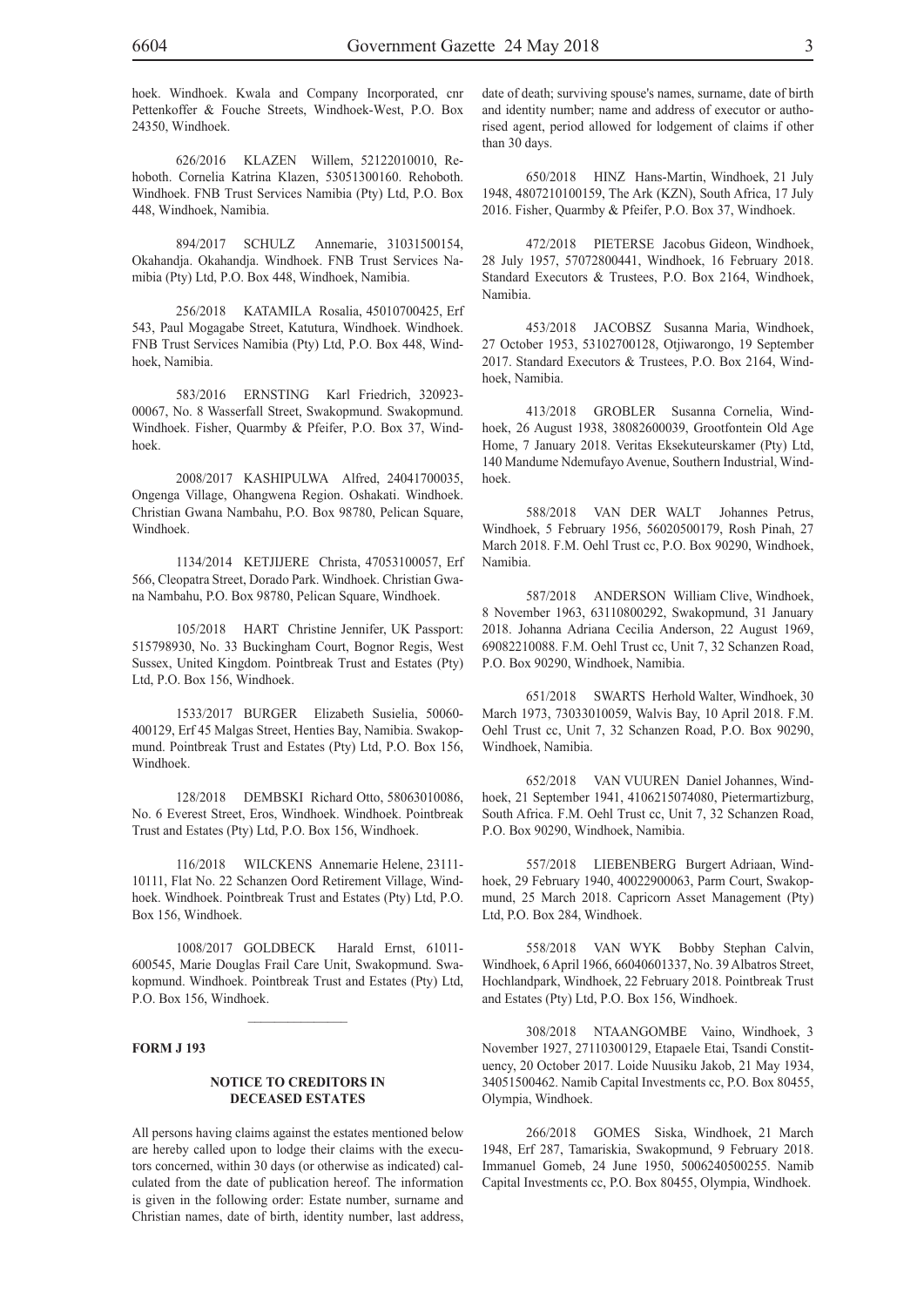hoek. Windhoek. Kwala and Company Incorporated, cnr Pettenkoffer & Fouche Streets, Windhoek-West, P.O. Box 24350, Windhoek.

626/2016 KLAZEN Willem, 52122010010, Rehoboth. Cornelia Katrina Klazen, 53051300160. Rehoboth. Windhoek. FNB Trust Services Namibia (Pty) Ltd, P.O. Box 448, Windhoek, Namibia.

894/2017 SCHULZ Annemarie, 31031500154, Okahandja. Okahandja. Windhoek. FNB Trust Services Namibia (Pty) Ltd, P.O. Box 448, Windhoek, Namibia.

256/2018 KATAMILA Rosalia, 45010700425, Erf 543, Paul Mogagabe Street, Katutura, Windhoek. Windhoek. FNB Trust Services Namibia (Pty) Ltd, P.O. Box 448, Windhoek, Namibia.

583/2016 ERNSTING Karl Friedrich, 320923-00067, No. 8 Wasserfall Street, Swakopmund. Swakopmund. Windhoek. Fisher, Quarmby & Pfeifer, P.O. Box 37, Windhoek.

2008/2017 KASHIPULWA Alfred, 24041700035, Ongenga Village, Ohangwena Region. Oshakati. Windhoek. Christian Gwana Nambahu, P.O. Box 98780, Pelican Square, Windhoek.

1134/2014 KETJIJERE Christa, 47053100057, Erf 566, Cleopatra Street, Dorado Park. Windhoek. Christian Gwana Nambahu, P.O. Box 98780, Pelican Square, Windhoek.

105/2018 HART Christine Jennifer, UK Passport: 515798930, No. 33 Buckingham Court, Bognor Regis, West Sussex, United Kingdom. Pointbreak Trust and Estates (Pty) Ltd, P.O. Box 156, Windhoek.

1533/2017 BURGER Elizabeth Susielia, 50060-400129, Erf 45 Malgas Street, Henties Bay, Namibia. Swakopmund. Pointbreak Trust and Estates (Pty) Ltd, P.O. Box 156, Windhoek.

128/2018 DEMBSKI Richard Otto, 58063010086, No. 6 Everest Street, Eros, Windhoek. Windhoek. Pointbreak Trust and Estates (Pty) Ltd, P.O. Box 156, Windhoek.

116/2018 WILCKENS Annemarie Helene, 23111-10111, Flat No. 22 Schanzen Oord Retirement Village, Windhoek. Windhoek. Pointbreak Trust and Estates (Pty) Ltd, P.O. Box 156, Windhoek.

1008/2017 GOLDBECK Harald Ernst, 61011-600545, Marie Douglas Frail Care Unit, Swakopmund. Swakopmund. Windhoek. Pointbreak Trust and Estates (Pty) Ltd, P.O. Box 156, Windhoek.

---

**FORM J 193**

**NOTICE TO CREDITORS IN DECEASED ESTATES**

All persons having claims against the estates mentioned below are hereby called upon to lodge their claims with the executors concerned, within 30 days (or otherwise as indicated) calculated from the date of publication hereof. The information is given in the following order: Estate number, surname and Christian names, date of birth, identity number, last address, date of death; surviving spouse's names, surname, date of birth and identity number; name and address of executor or authorised agent, period allowed for lodgement of claims if other than 30 days.

650/2018 HINZ Hans-Martin, Windhoek, 21 July 1948, 4807210100159, The Ark (KZN), South Africa, 17 July 2016. Fisher, Quarmby & Pfeifer, P.O. Box 37, Windhoek.

472/2018 PIETERSE Jacobus Gideon, Windhoek, 28 July 1957, 57072800441, Windhoek, 16 February 2018. Standard Executors & Trustees, P.O. Box 2164, Windhoek, Namibia.

453/2018 JACOBSZ Susanna Maria, Windhoek, 27 October 1953, 53102700128, Otjiwarongo, 19 September 2017. Standard Executors & Trustees, P.O. Box 2164, Windhoek, Namibia.

413/2018 GROBLER Susanna Cornelia, Windhoek, 26 August 1938, 38082600039, Grootfontein Old Age Home, 7 January 2018. Veritas Eksekuteurskamer (Pty) Ltd, 140 Mandume Ndemufayo Avenue, Southern Industrial, Windhoek.

588/2018 VAN DER WALT Johannes Petrus, Windhoek, 5 February 1956, 56020500179, Rosh Pinah, 27 March 2018. F.M. Oehl Trust cc, P.O. Box 90290, Windhoek, Namibia.

587/2018 ANDERSON William Clive, Windhoek, 8 November 1963, 63110800292, Swakopmund, 31 January 2018. Johanna Adriana Cecilia Anderson, 22 August 1969, 69082210088. F.M. Oehl Trust cc, Unit 7, 32 Schanzen Road, P.O. Box 90290, Windhoek, Namibia.

651/2018 SWARTS Herhold Walter, Windhoek, 30 March 1973, 73033010059, Walvis Bay, 10 April 2018. F.M. Oehl Trust cc, Unit 7, 32 Schanzen Road, P.O. Box 90290, Windhoek, Namibia.

652/2018 VAN VUUREN Daniel Johannes, Windhoek, 21 September 1941, 4106215074080, Pietermartizburg, South Africa. F.M. Oehl Trust cc, Unit 7, 32 Schanzen Road, P.O. Box 90290, Windhoek, Namibia.

557/2018 LIEBENBERG Burgert Adriaan, Windhoek, 29 February 1940, 40022900063, Parm Court, Swakopmund, 25 March 2018. Capricorn Asset Management (Pty) Ltd, P.O. Box 284, Windhoek.

558/2018 VAN WYK Bobby Stephan Calvin, Windhoek, 6 April 1966, 66040601337, No. 39 Albatros Street, Hochlandpark, Windhoek, 22 February 2018. Pointbreak Trust and Estates (Pty) Ltd, P.O. Box 156, Windhoek.

308/2018 NTAANGOMBE Vaino, Windhoek, 3 November 1927, 27110300129, Etapaele Etai, Tsandi Constituency, 20 October 2017. Loide Nuusiku Jakob, 21 May 1934, 34051500462. Namib Capital Investments cc, P.O. Box 80455, Olympia, Windhoek.

266/2018 GOMES Siska, Windhoek, 21 March 1948, Erf 287, Tamariskia, Swakopmund, 9 February 2018. Immanuel Gomeb, 24 June 1950, 5006240500255. Namib Capital Investments cc, P.O. Box 80455, Olympia, Windhoek.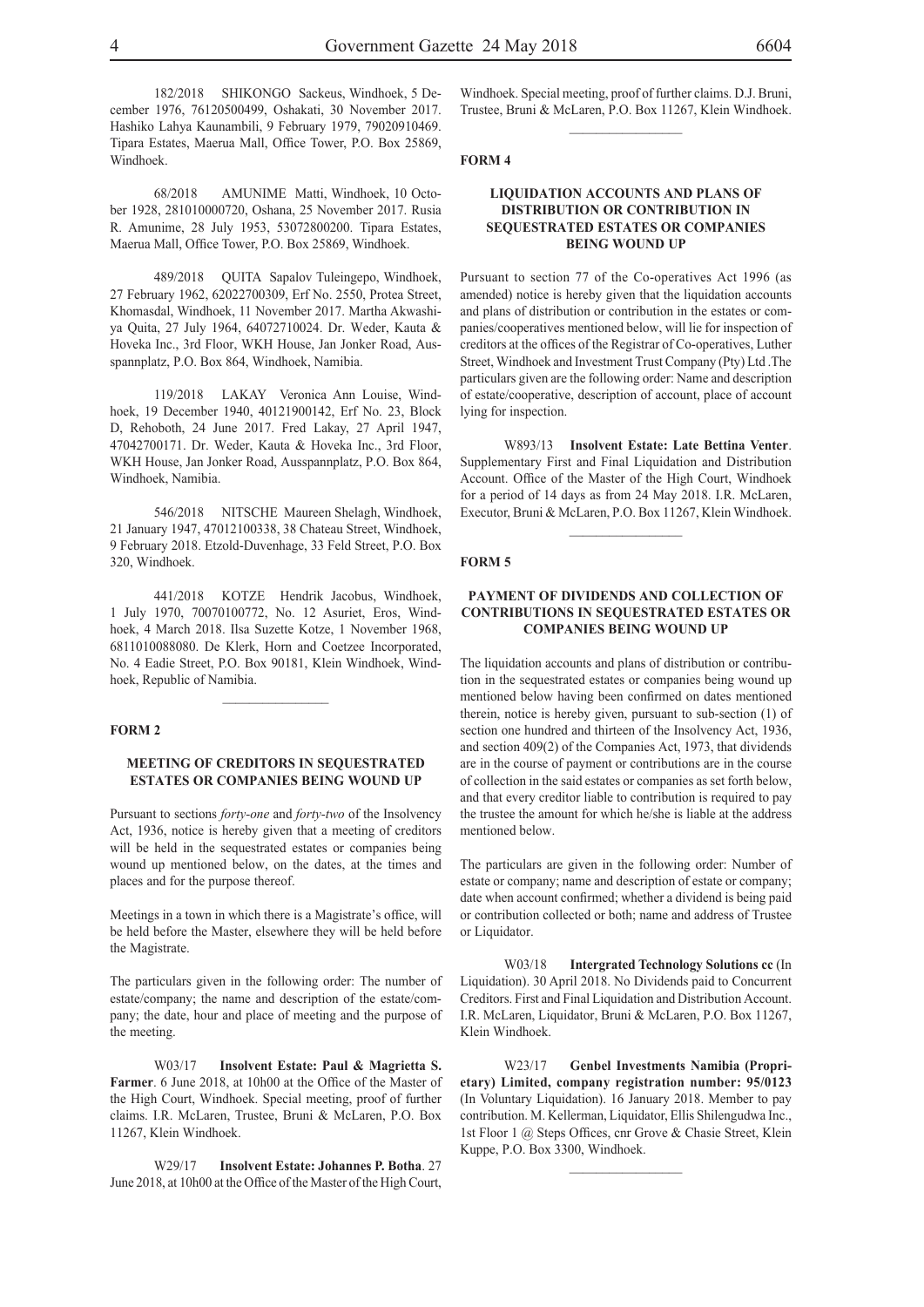182/2018 SHIKONGO Sackeus, Windhoek, 5 December 1976, 76120500499, Oshakati, 30 November 2017. Hashiko Lahya Kaunambili, 9 February 1979, 79020910469. Tipara Estates, Maerua Mall, Office Tower, P.O. Box 25869, Windhoek.

68/2018 AMUNIME Matti, Windhoek, 10 October 1928, 281010000720, Oshana, 25 November 2017. Rusia R. Amunime, 28 July 1953, 53072800200. Tipara Estates, Maerua Mall, Office Tower, P.O. Box 25869, Windhoek.

489/2018 QUITA Sapalov Tuleingepo, Windhoek, 27 February 1962, 62022700309, Erf No. 2550, Protea Street, Khomasdal, Windhoek, 11 November 2017. Martha Akwashiya Quita, 27 July 1964, 64072710024. Dr. Weder, Kauta & Hoveka Inc., 3rd Floor, WKH House, Jan Jonker Road, Ausspannplatz, P.O. Box 864, Windhoek, Namibia.

119/2018 LAKAY Veronica Ann Louise, Windhoek, 19 December 1940, 40121900142, Erf No. 23, Block D, Rehoboth, 24 June 2017. Fred Lakay, 27 April 1947, 47042700171. Dr. Weder, Kauta & Hoveka Inc., 3rd Floor, WKH House, Jan Jonker Road, Ausspannplatz, P.O. Box 864, Windhoek, Namibia.

546/2018 NITSCHE Maureen Shelagh, Windhoek, 21 January 1947, 47012100338, 38 Chateau Street, Windhoek, 9 February 2018. Etzold-Duvenhage, 33 Feld Street, P.O. Box 320, Windhoek.

441/2018 KOTZE Hendrik Jacobus, Windhoek, 1 July 1970, 70070100772, No. 12 Asuriet, Eros, Windhoek, 4 March 2018. Ilsa Suzette Kotze, 1 November 1968, 6811010088080. De Klerk, Horn and Coetzee Incorporated, No. 4 Eadie Street, P.O. Box 90181, Klein Windhoek, Windhoek, Republic of Namibia.

---

**FORM 2**

## MEETING OF CREDITORS IN SEQUESTRATED ESTATES OR COMPANIES BEING WOUND UP

Pursuant to sections *forty-one* and *forty-two* of the Insolvency Act, 1936, notice is hereby given that a meeting of creditors will be held in the sequestrated estates or companies being wound up mentioned below, on the dates, at the times and places and for the purpose thereof.

Meetings in a town in which there is a Magistrate's office, will be held before the Master, elsewhere they will be held before the Magistrate.

The particulars given in the following order: The number of estate/company; the name and description of the estate/company; the date, hour and place of meeting and the purpose of the meeting.

W03/17 **Insolvent Estate: Paul & Magrietta S. Farmer**. 6 June 2018, at 10h00 at the Office of the Master of the High Court, Windhoek. Special meeting, proof of further claims. I.R. McLaren, Trustee, Bruni & McLaren, P.O. Box 11267, Klein Windhoek.

W29/17 **Insolvent Estate: Johannes P. Botha**. 27 June 2018, at 10h00 at the Office of the Master of the High Court, Windhoek. Special meeting, proof of further claims. D.J. Bruni, Trustee, Bruni & McLaren, P.O. Box 11267, Klein Windhoek.

---

**FORM 4**

## LIQUIDATION ACCOUNTS AND PLANS OF DISTRIBUTION OR CONTRIBUTION IN SEQUESTRATED ESTATES OR COMPANIES BEING WOUND UP

Pursuant to section 77 of the Co-operatives Act 1996 (as amended) notice is hereby given that the liquidation accounts and plans of distribution or contribution in the estates or companies/cooperatives mentioned below, will lie for inspection of creditors at the offices of the Registrar of Co-operatives, Luther Street, Windhoek and Investment Trust Company (Pty) Ltd .The particulars given are the following order: Name and description of estate/cooperative, description of account, place of account lying for inspection.

W893/13 **Insolvent Estate: Late Bettina Venter**. Supplementary First and Final Liquidation and Distribution Account. Office of the Master of the High Court, Windhoek for a period of 14 days as from 24 May 2018. I.R. McLaren, Executor, Bruni & McLaren, P.O. Box 11267, Klein Windhoek.

---

**FORM 5**

## PAYMENT OF DIVIDENDS AND COLLECTION OF CONTRIBUTIONS IN SEQUESTRATED ESTATES OR COMPANIES BEING WOUND UP

The liquidation accounts and plans of distribution or contribution in the sequestrated estates or companies being wound up mentioned below having been confirmed on dates mentioned therein, notice is hereby given, pursuant to sub-section (1) of section one hundred and thirteen of the Insolvency Act, 1936, and section 409(2) of the Companies Act, 1973, that dividends are in the course of payment or contributions are in the course of collection in the said estates or companies as set forth below, and that every creditor liable to contribution is required to pay the trustee the amount for which he/she is liable at the address mentioned below.

The particulars are given in the following order: Number of estate or company; name and description of estate or company; date when account confirmed; whether a dividend is being paid or contribution collected or both; name and address of Trustee or Liquidator.

W03/18 **Intergrated Technology Solutions cc** (In Liquidation). 30 April 2018. No Dividends paid to Concurrent Creditors. First and Final Liquidation and Distribution Account. I.R. McLaren, Liquidator, Bruni & McLaren, P.O. Box 11267, Klein Windhoek.

W23/17 **Genbel Investments Namibia (Proprietary) Limited, company registration number: 95/0123** (In Voluntary Liquidation). 16 January 2018. Member to pay contribution. M. Kellerman, Liquidator, Ellis Shilengudwa Inc., 1st Floor 1 @ Steps Offices, cnr Grove & Chasie Street, Klein Kuppe, P.O. Box 3300, Windhoek.

---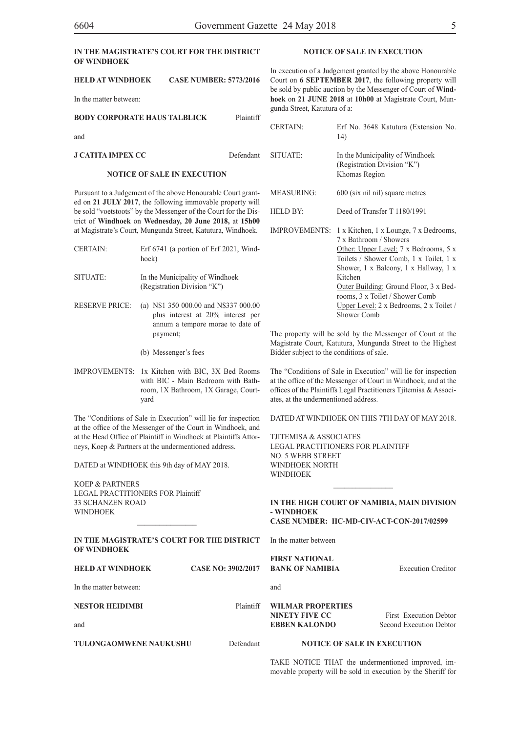**IN THE MAGISTRATE'S COURT FOR THE DISTRICT OF WINDHOEK**

**HELD AT WINDHOEK CASE NUMBER: 5773/2016**

In the matter between:

**BODY CORPORATE HAUS TALBLICK** Plaintiff

and

**J CATITA IMPEX CC** Defendant

**NOTICE OF SALE IN EXECUTION**

Pursuant to a Judgement of the above Honourable Court granted on **21 JULY 2017**, the following immovable property will be sold "voetstoots" by the Messenger of the Court for the District of **Windhoek** on **Wednesday, 20 June 2018,** at **15h00** at Magistrate's Court, Mungunda Street, Katutura, Windhoek.

| | |
|---|---|
| CERTAIN: | Erf 6741 (a portion of Erf 2021, Windhoek) |
| SITUATE: | In the Municipality of Windhoek (Registration Division "K") |
| RESERVE PRICE: | (a) N$1 350 000.00 and N$337 000.00 plus interest at 20% interest per annum a tempore morae to date of payment;<br>(b) Messenger's fees |
| IMPROVEMENTS: | 1x Kitchen with BIC, 3X Bed Rooms with BIC - Main Bedroom with Bathroom, 1X Bathroom, 1X Garage, Courtyard |

The "Conditions of Sale in Execution" will lie for inspection at the office of the Messenger of the Court in Windhoek, and at the Head Office of Plaintiff in Windhoek at Plaintiffs Attorneys, Koep & Partners at the undermentioned address.

DATED at WINDHOEK this 9th day of MAY 2018.

KOEP & PARTNERS
LEGAL PRACTITIONERS FOR Plaintiff
33 SCHANZEN ROAD
WINDHOEK

---

**IN THE MAGISTRATE'S COURT FOR THE DISTRICT OF WINDHOEK**

**HELD AT WINDHOEK CASE NO: 3902/2017**

In the matter between:

**NESTOR HEIDIMBI** Plaintiff

and

**TULONGAOMWENE NAUKUSHU** Defendant

**NOTICE OF SALE IN EXECUTION**

In execution of a Judgement granted by the above Honourable Court on **6 SEPTEMBER 2017**, the following property will be sold by public auction by the Messenger of Court of **Windhoek** on **21 JUNE 2018** at **10h00** at Magistrate Court, Mungunda Street, Katutura of a:

| | |
|---|---|
| CERTAIN: | Erf No. 3648 Katutura (Extension No. 14) |
| SITUATE: | In the Municipality of Windhoek (Registration Division "K") Khomas Region |
| MEASURING: | 600 (six nil nil) square metres |
| HELD BY: | Deed of Transfer T 1180/1991 |
| IMPROVEMENTS: | 1 x Kitchen, 1 x Lounge, 7 x Bedrooms, 7 x Bathroom / Showers<br>Other: Upper Level: 7 x Bedrooms, 5 x Toilets / Shower Comb, 1 x Toilet, 1 x Shower, 1 x Balcony, 1 x Hallway, 1 x Kitchen<br>Outer Building: Ground Floor, 3 x Bedrooms, 3 x Toilet / Shower Comb<br>Upper Level: 2 x Bedrooms, 2 x Toilet / Shower Comb |

The property will be sold by the Messenger of Court at the Magistrate Court, Katutura, Mungunda Street to the Highest Bidder subject to the conditions of sale.

The "Conditions of Sale in Execution" will lie for inspection at the office of the Messenger of Court in Windhoek, and at the offices of the Plaintiffs Legal Practitioners Tjitemisa & Associates, at the undermentioned address.

DATED AT WINDHOEK ON THIS 7TH DAY OF MAY 2018.

TJITEMISA & ASSOCIATES
LEGAL PRACTITIONERS FOR PLAINTIFF
NO. 5 WEBB STREET
WINDHOEK NORTH
WINDHOEK

---

**IN THE HIGH COURT OF NAMIBIA, MAIN DIVISION - WINDHOEK**
**CASE NUMBER: HC-MD-CIV-ACT-CON-2017/02599**

In the matter between

**FIRST NATIONAL BANK OF NAMIBIA** Execution Creditor

and

**WILMAR PROPERTIES NINETY FIVE CC** First Execution Debtor
**EBBEN KALONDO** Second Execution Debtor

**NOTICE OF SALE IN EXECUTION**

TAKE NOTICE THAT the undermentioned improved, immovable property will be sold in execution by the Sheriff for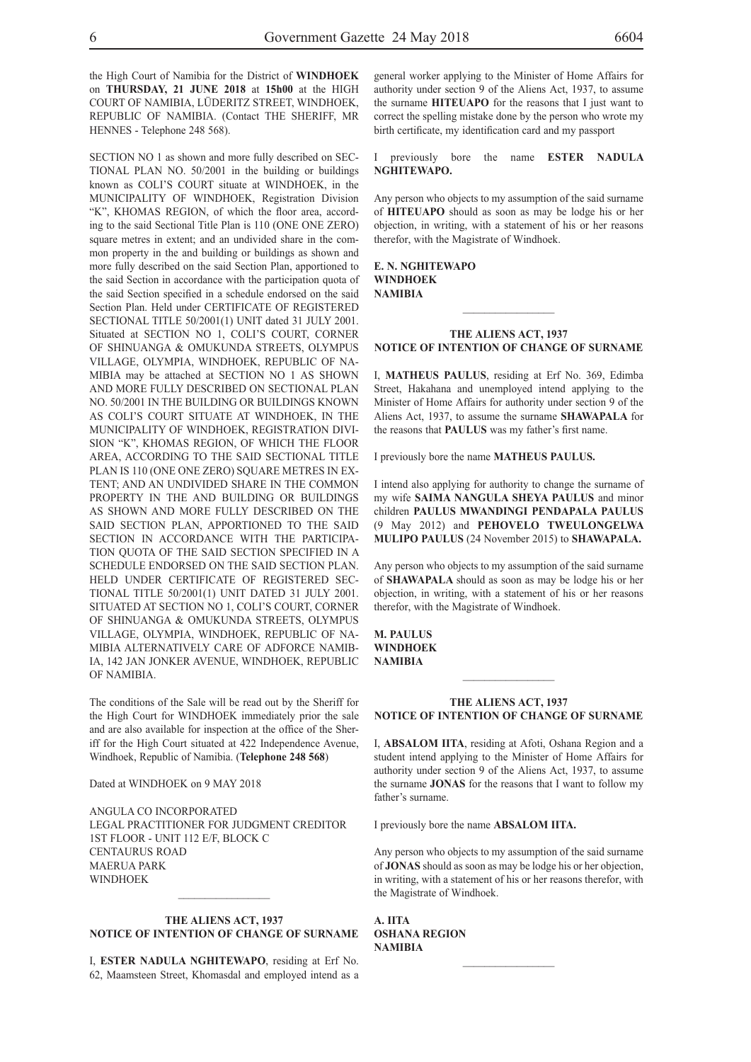the High Court of Namibia for the District of **WINDHOEK** on **THURSDAY, 21 JUNE 2018** at **15h00** at the HIGH COURT OF NAMIBIA, LÜDERITZ STREET, WINDHOEK, REPUBLIC OF NAMIBIA. (Contact THE SHERIFF, MR HENNES - Telephone 248 568).

SECTION NO 1 as shown and more fully described on SECTIONAL PLAN NO. 50/2001 in the building or buildings known as COLI'S COURT situate at WINDHOEK, in the MUNICIPALITY OF WINDHOEK, Registration Division "K", KHOMAS REGION, of which the floor area, according to the said Sectional Title Plan is 110 (ONE ONE ZERO) square metres in extent; and an undivided share in the common property in the and building or buildings as shown and more fully described on the said Section Plan, apportioned to the said Section in accordance with the participation quota of the said Section specified in a schedule endorsed on the said Section Plan. Held under CERTIFICATE OF REGISTERED SECTIONAL TITLE 50/2001(1) UNIT dated 31 JULY 2001. Situated at SECTION NO 1, COLI'S COURT, CORNER OF SHINUANGA & OMUKUNDA STREETS, OLYMPUS VILLAGE, OLYMPIA, WINDHOEK, REPUBLIC OF NAMIBIA may be attached at SECTION NO 1 AS SHOWN AND MORE FULLY DESCRIBED ON SECTIONAL PLAN NO. 50/2001 IN THE BUILDING OR BUILDINGS KNOWN AS COLI'S COURT SITUATE AT WINDHOEK, IN THE MUNICIPALITY OF WINDHOEK, REGISTRATION DIVISION "K", KHOMAS REGION, OF WHICH THE FLOOR AREA, ACCORDING TO THE SAID SECTIONAL TITLE PLAN IS 110 (ONE ONE ZERO) SQUARE METRES IN EXTENT; AND AN UNDIVIDED SHARE IN THE COMMON PROPERTY IN THE AND BUILDING OR BUILDINGS AS SHOWN AND MORE FULLY DESCRIBED ON THE SAID SECTION PLAN, APPORTIONED TO THE SAID SECTION IN ACCORDANCE WITH THE PARTICIPATION QUOTA OF THE SAID SECTION SPECIFIED IN A SCHEDULE ENDORSED ON THE SAID SECTION PLAN. HELD UNDER CERTIFICATE OF REGISTERED SECTIONAL TITLE 50/2001(1) UNIT DATED 31 JULY 2001. SITUATED AT SECTION NO 1, COLI'S COURT, CORNER OF SHINUANGA & OMUKUNDA STREETS, OLYMPUS VILLAGE, OLYMPIA, WINDHOEK, REPUBLIC OF NAMIBIA ALTERNATIVELY CARE OF ADFORCE NAMIBIA, 142 JAN JONKER AVENUE, WINDHOEK, REPUBLIC OF NAMIBIA.

The conditions of the Sale will be read out by the Sheriff for the High Court for WINDHOEK immediately prior the sale and are also available for inspection at the office of the Sheriff for the High Court situated at 422 Independence Avenue, Windhoek, Republic of Namibia. (**Telephone 248 568**)

Dated at WINDHOEK on 9 MAY 2018

ANGULA CO INCORPORATED
LEGAL PRACTITIONER FOR JUDGMENT CREDITOR
1ST FLOOR - UNIT 112 E/F, BLOCK C
CENTAURUS ROAD
MAERUA PARK
WINDHOEK

---

**THE ALIENS ACT, 1937**
**NOTICE OF INTENTION OF CHANGE OF SURNAME**

I, **ESTER NADULA NGHITEWAPO**, residing at Erf No. 62, Maamsteen Street, Khomasdal and employed intend as a general worker applying to the Minister of Home Affairs for authority under section 9 of the Aliens Act, 1937, to assume the surname **HITEUAPO** for the reasons that I just want to correct the spelling mistake done by the person who wrote my birth certificate, my identification card and my passport

I previously bore the name **ESTER NADULA NGHITEWAPO.**

Any person who objects to my assumption of the said surname of **HITEUAPO** should as soon as may be lodge his or her objection, in writing, with a statement of his or her reasons therefor, with the Magistrate of Windhoek.

**E. N. NGHITEWAPO**
**WINDHOEK**
**NAMIBIA**

---

**THE ALIENS ACT, 1937**
**NOTICE OF INTENTION OF CHANGE OF SURNAME**

I, **MATHEUS PAULUS**, residing at Erf No. 369, Edimba Street, Hakahana and unemployed intend applying to the Minister of Home Affairs for authority under section 9 of the Aliens Act, 1937, to assume the surname **SHAWAPALA** for the reasons that **PAULUS** was my father's first name.

I previously bore the name **MATHEUS PAULUS.**

I intend also applying for authority to change the surname of my wife **SAIMA NANGULA SHEYA PAULUS** and minor children **PAULUS MWANDINGI PENDAPALA PAULUS** (9 May 2012) and **PEHOVELO TWEULONGELWA MULIPO PAULUS** (24 November 2015) to **SHAWAPALA.**

Any person who objects to my assumption of the said surname of **SHAWAPALA** should as soon as may be lodge his or her objection, in writing, with a statement of his or her reasons therefor, with the Magistrate of Windhoek.

**M. PAULUS**
**WINDHOEK**
**NAMIBIA**

---

**THE ALIENS ACT, 1937**
**NOTICE OF INTENTION OF CHANGE OF SURNAME**

I, **ABSALOM IITA**, residing at Afoti, Oshana Region and a student intend applying to the Minister of Home Affairs for authority under section 9 of the Aliens Act, 1937, to assume the surname **JONAS** for the reasons that I want to follow my father's surname.

I previously bore the name **ABSALOM IITA.**

Any person who objects to my assumption of the said surname of **JONAS** should as soon as may be lodge his or her objection, in writing, with a statement of his or her reasons therefor, with the Magistrate of Windhoek.

**A. IITA**
**OSHANA REGION**
**NAMIBIA**

---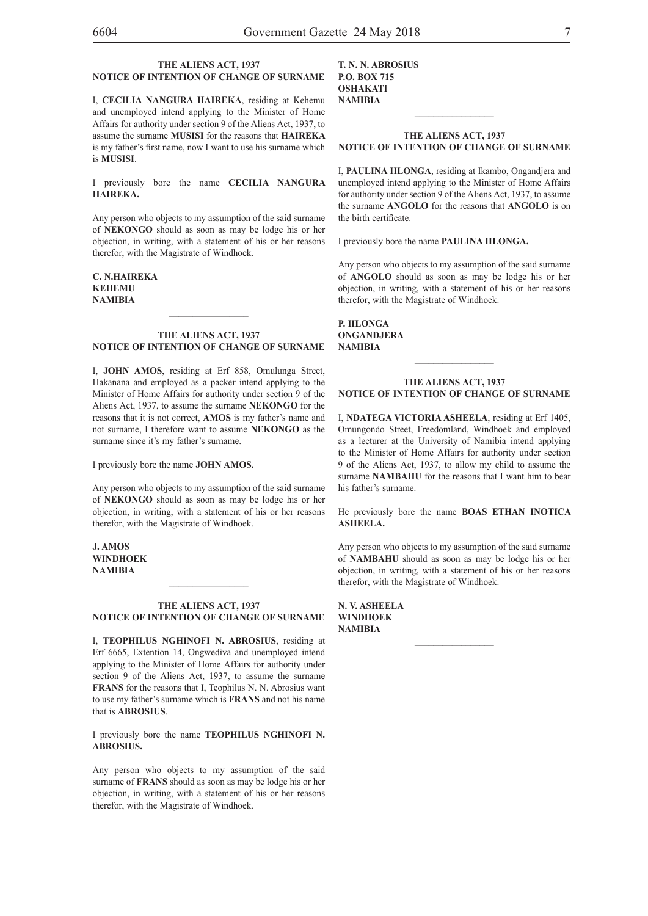**THE ALIENS ACT, 1937**
**NOTICE OF INTENTION OF CHANGE OF SURNAME**

I, **CECILIA NANGURA HAIREKA**, residing at Kehemu and unemployed intend applying to the Minister of Home Affairs for authority under section 9 of the Aliens Act, 1937, to assume the surname **MUSISI** for the reasons that **HAIREKA** is my father's first name, now I want to use his surname which is **MUSISI**.

I previously bore the name **CECILIA NANGURA HAIREKA.**

Any person who objects to my assumption of the said surname of **NEKONGO** should as soon as may be lodge his or her objection, in writing, with a statement of his or her reasons therefor, with the Magistrate of Windhoek.

**C. N.HAIREKA**
**KEHEMU**
**NAMIBIA**

---

**THE ALIENS ACT, 1937**
**NOTICE OF INTENTION OF CHANGE OF SURNAME**

I, **JOHN AMOS**, residing at Erf 858, Omulunga Street, Hakanana and employed as a packer intend applying to the Minister of Home Affairs for authority under section 9 of the Aliens Act, 1937, to assume the surname **NEKONGO** for the reasons that it is not correct, **AMOS** is my father's name and not surname, I therefore want to assume **NEKONGO** as the surname since it's my father's surname.

I previously bore the name **JOHN AMOS.**

Any person who objects to my assumption of the said surname of **NEKONGO** should as soon as may be lodge his or her objection, in writing, with a statement of his or her reasons therefor, with the Magistrate of Windhoek.

**J. AMOS**
**WINDHOEK**
**NAMIBIA**

---

**THE ALIENS ACT, 1937**
**NOTICE OF INTENTION OF CHANGE OF SURNAME**

I, **TEOPHILUS NGHINOFI N. ABROSIUS**, residing at Erf 6665, Extention 14, Ongwediva and unemployed intend applying to the Minister of Home Affairs for authority under section 9 of the Aliens Act, 1937, to assume the surname **FRANS** for the reasons that I, Teophilus N. N. Abrosius want to use my father's surname which is **FRANS** and not his name that is **ABROSIUS**.

I previously bore the name **TEOPHILUS NGHINOFI N. ABROSIUS.**

Any person who objects to my assumption of the said surname of **FRANS** should as soon as may be lodge his or her objection, in writing, with a statement of his or her reasons therefor, with the Magistrate of Windhoek.

**T. N. N. ABROSIUS**
**P.O. BOX 715**
**OSHAKATI**
**NAMIBIA**

---

**THE ALIENS ACT, 1937**
**NOTICE OF INTENTION OF CHANGE OF SURNAME**

I, **PAULINA IILONGA**, residing at Ikambo, Ongandjera and unemployed intend applying to the Minister of Home Affairs for authority under section 9 of the Aliens Act, 1937, to assume the surname **ANGOLO** for the reasons that **ANGOLO** is on the birth certificate.

I previously bore the name **PAULINA IILONGA.**

Any person who objects to my assumption of the said surname of **ANGOLO** should as soon as may be lodge his or her objection, in writing, with a statement of his or her reasons therefor, with the Magistrate of Windhoek.

**P. IILONGA**
**ONGANDJERA**
**NAMIBIA**

---

**THE ALIENS ACT, 1937**
**NOTICE OF INTENTION OF CHANGE OF SURNAME**

I, **NDATEGA VICTORIA ASHEELA**, residing at Erf 1405, Omungondo Street, Freedomland, Windhoek and employed as a lecturer at the University of Namibia intend applying to the Minister of Home Affairs for authority under section 9 of the Aliens Act, 1937, to allow my child to assume the surname **NAMBAHU** for the reasons that I want him to bear his father's surname.

He previously bore the name **BOAS ETHAN INOTICA ASHEELA.**

Any person who objects to my assumption of the said surname of **NAMBAHU** should as soon as may be lodge his or her objection, in writing, with a statement of his or her reasons therefor, with the Magistrate of Windhoek.

**N. V. ASHEELA**
**WINDHOEK**
**NAMIBIA**

---